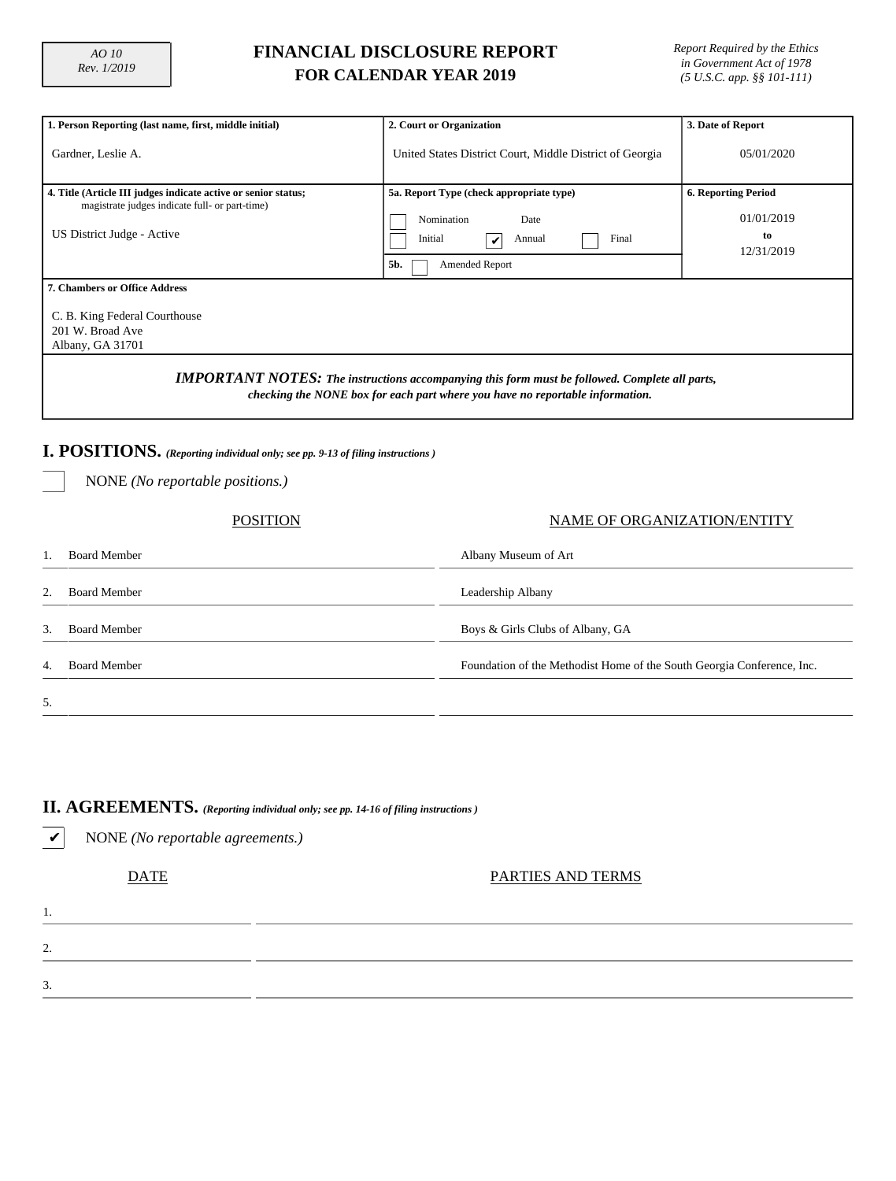AO 10
Rev. 1/2019

# FINANCIAL DISCLOSURE REPORT FOR CALENDAR YEAR 2019

*Report Required by the Ethics in Government Act of 1978 (5 U.S.C. app. §§ 101-111)*

| 1. Person Reporting (last name, first, middle initial) | 2. Court or Organization | 3. Date of Report |
|---|---|---|
| Gardner, Leslie A. | United States District Court, Middle District of Georgia | 05/01/2020 |

| 4. Title (Article III judges indicate active or senior status; magistrate judges indicate full- or part-time) | 5a. Report Type (check appropriate type) | 6. Reporting Period |
|---|---|---|
| US District Judge - Active | ☐ Nomination Date<br>☐ Initial ☑ Annual ☐ Final<br>5b. ☐ Amended Report | 01/01/2019 to 12/31/2019 |

**7. Chambers or Office Address**

C. B. King Federal Courthouse
201 W. Broad Ave
Albany, GA 31701

***IMPORTANT NOTES:** The instructions accompanying this form must be followed. Complete all parts, checking the NONE box for each part where you have no reportable information.*

## I. POSITIONS. *(Reporting individual only; see pp. 9-13 of filing instructions)*

☐ NONE *(No reportable positions.)*

| | POSITION | NAME OF ORGANIZATION/ENTITY |
|---|---|---|
| 1. | Board Member | Albany Museum of Art |
| 2. | Board Member | Leadership Albany |
| 3. | Board Member | Boys & Girls Clubs of Albany, GA |
| 4. | Board Member | Foundation of the Methodist Home of the South Georgia Conference, Inc. |
| 5. | | |

## II. AGREEMENTS. *(Reporting individual only; see pp. 14-16 of filing instructions)*

☑ NONE *(No reportable agreements.)*

| | DATE | PARTIES AND TERMS |
|---|---|---|
| 1. | | |
| 2. | | |
| 3. | | |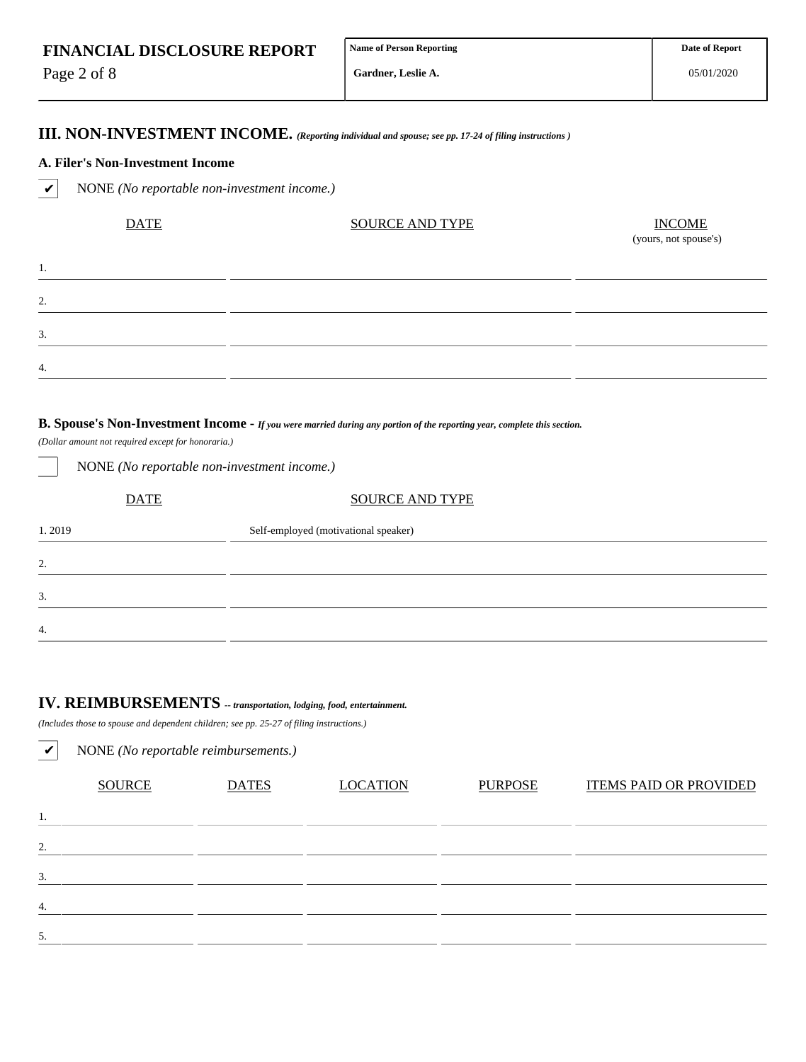**FINANCIAL DISCLOSURE REPORT**

| Name of Person Reporting | Date of Report |
|---|---|
| Gardner, Leslie A. | 05/01/2020 |

## III. NON-INVESTMENT INCOME. *(Reporting individual and spouse; see pp. 17-24 of filing instructions )*

### A. Filer's Non-Investment Income

✔ NONE *(No reportable non-investment income.)*

| | DATE | SOURCE AND TYPE | INCOME (yours, not spouse's) |
|---|---|---|---|
| 1. | | | |
| 2. | | | |
| 3. | | | |
| 4. | | | |

### B. Spouse's Non-Investment Income - *If you were married during any portion of the reporting year, complete this section.*

*(Dollar amount not required except for honoraria.)*

☐ NONE *(No reportable non-investment income.)*

| | DATE | SOURCE AND TYPE |
|---|---|---|
| 1. | 2019 | Self-employed (motivational speaker) |
| 2. | | |
| 3. | | |
| 4. | | |

## IV. REIMBURSEMENTS *-- transportation, lodging, food, entertainment.*

*(Includes those to spouse and dependent children; see pp. 25-27 of filing instructions.)*

✔ NONE *(No reportable reimbursements.)*

| | SOURCE | DATES | LOCATION | PURPOSE | ITEMS PAID OR PROVIDED |
|---|---|---|---|---|---|
| 1. | | | | | |
| 2. | | | | | |
| 3. | | | | | |
| 4. | | | | | |
| 5. | | | | | |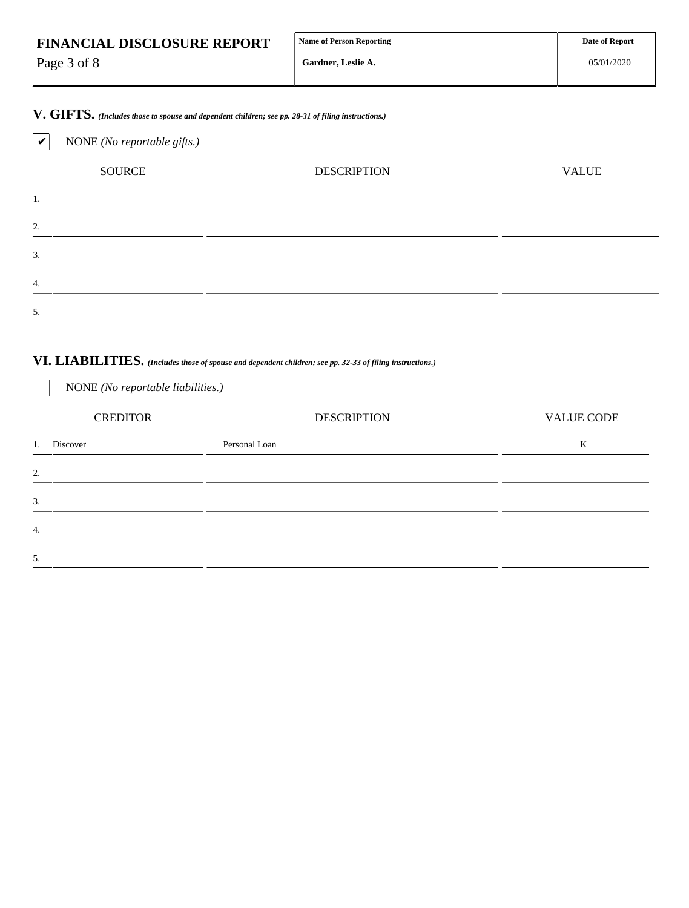**FINANCIAL DISCLOSURE REPORT**

| Name of Person Reporting | Date of Report |
|---|---|
| Gardner, Leslie A. | 05/01/2020 |

## V. GIFTS. *(Includes those to spouse and dependent children; see pp. 28-31 of filing instructions.)*

☑ NONE *(No reportable gifts.)*

| | SOURCE | DESCRIPTION | VALUE |
|---|---|---|---|
| 1. | | | |
| 2. | | | |
| 3. | | | |
| 4. | | | |
| 5. | | | |

## VI. LIABILITIES. *(Includes those of spouse and dependent children; see pp. 32-33 of filing instructions.)*

☐ NONE *(No reportable liabilities.)*

| | CREDITOR | DESCRIPTION | VALUE CODE |
|---|---|---|---|
| 1. | Discover | Personal Loan | K |
| 2. | | | |
| 3. | | | |
| 4. | | | |
| 5. | | | |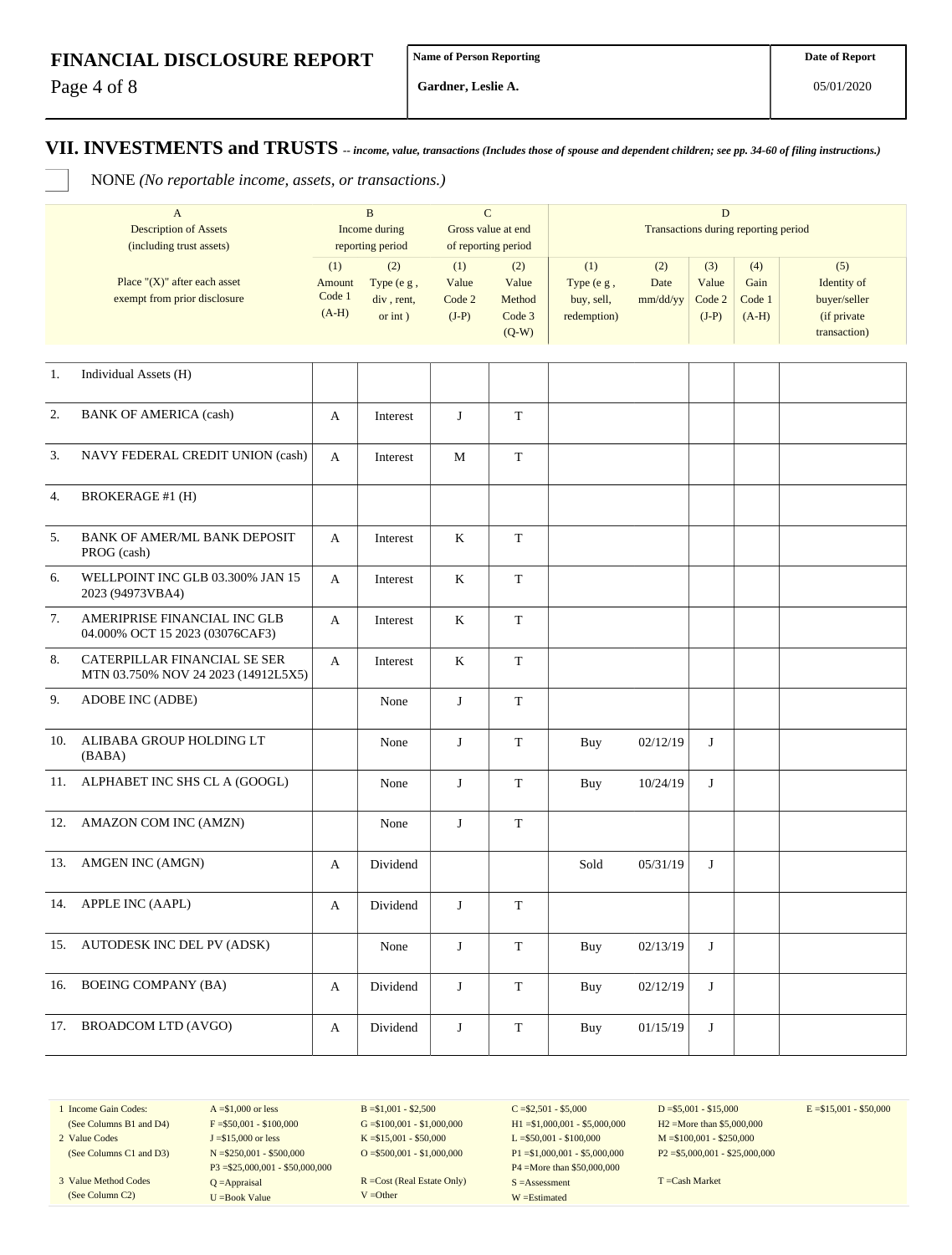# FINANCIAL DISCLOSURE REPORT

| Name of Person Reporting | Date of Report |
|---|---|
| Gardner, Leslie A. | 05/01/2020 |

## VII. INVESTMENTS and TRUSTS -- *income, value, transactions (Includes those of spouse and dependent children; see pp. 34-60 of filing instructions.)*

☐ NONE *(No reportable income, assets, or transactions.)*

| | A<br>Description of Assets<br>(including trust assets) | B<br>Income during<br>reporting period | | C<br>Gross value at end<br>of reporting period | | D<br>Transactions during reporting period | | | | |
|---|---|---|---|---|---|---|---|---|---|---|
| | Place "(X)" after each asset exempt from prior disclosure | (1)<br>Amount<br>Code 1<br>(A-H) | (2)<br>Type (e g ,<br>div , rent,<br>or int ) | (1)<br>Value<br>Code 2<br>(J-P) | (2)<br>Value<br>Method<br>Code 3<br>(Q-W) | (1)<br>Type (e g ,<br>buy, sell,<br>redemption) | (2)<br>Date<br>mm/dd/yy | (3)<br>Value<br>Code 2<br>(J-P) | (4)<br>Gain<br>Code 1<br>(A-H) | (5)<br>Identity of<br>buyer/seller<br>(if private<br>transaction) |
| 1. | Individual Assets (H) | | | | | | | | | |
| 2. | BANK OF AMERICA (cash) | A | Interest | J | T | | | | | |
| 3. | NAVY FEDERAL CREDIT UNION (cash) | A | Interest | M | T | | | | | |
| 4. | BROKERAGE #1 (H) | | | | | | | | | |
| 5. | BANK OF AMER/ML BANK DEPOSIT PROG (cash) | A | Interest | K | T | | | | | |
| 6. | WELLPOINT INC GLB 03.300% JAN 15 2023 (94973VBA4) | A | Interest | K | T | | | | | |
| 7. | AMERIPRISE FINANCIAL INC GLB 04.000% OCT 15 2023 (03076CAF3) | A | Interest | K | T | | | | | |
| 8. | CATERPILLAR FINANCIAL SE SER MTN 03.750% NOV 24 2023 (14912L5X5) | A | Interest | K | T | | | | | |
| 9. | ADOBE INC (ADBE) | | None | J | T | | | | | |
| 10. | ALIBABA GROUP HOLDING LT (BABA) | | None | J | T | Buy | 02/12/19 | J | | |
| 11. | ALPHABET INC SHS CL A (GOOGL) | | None | J | T | Buy | 10/24/19 | J | | |
| 12. | AMAZON COM INC (AMZN) | | None | J | T | | | | | |
| 13. | AMGEN INC (AMGN) | A | Dividend | | | Sold | 05/31/19 | J | | |
| 14. | APPLE INC (AAPL) | A | Dividend | J | T | | | | | |
| 15. | AUTODESK INC DEL PV (ADSK) | | None | J | T | Buy | 02/13/19 | J | | |
| 16. | BOEING COMPANY (BA) | A | Dividend | J | T | Buy | 02/12/19 | J | | |
| 17. | BROADCOM LTD (AVGO) | A | Dividend | J | T | Buy | 01/15/19 | J | | |

| | | | | | |
|---|---|---|---|---|---|
| 1 Income Gain Codes:<br>(See Columns B1 and D4) | A =$1,000 or less<br>F =$50,001 - $100,000 | B =$1,001 - $2,500<br>G =$100,001 - $1,000,000 | C =$2,501 - $5,000<br>H1 =$1,000,001 - $5,000,000 | D =$5,001 - $15,000<br>H2 =More than $5,000,000 | E =$15,001 - $50,000 |
| 2 Value Codes<br>(See Columns C1 and D3) | J =$15,000 or less<br>N =$250,001 - $500,000<br>P3 =$25,000,001 - $50,000,000 | K =$15,001 - $50,000<br>O =$500,001 - $1,000,000 | L =$50,001 - $100,000<br>P1 =$1,000,001 - $5,000,000<br>P4 =More than $50,000,000 | M =$100,001 - $250,000<br>P2 =$5,000,001 - $25,000,000 | |
| 3 Value Method Codes<br>(See Column C2) | Q =Appraisal<br>U =Book Value | R =Cost (Real Estate Only)<br>V =Other | S =Assessment<br>W =Estimated | T =Cash Market | |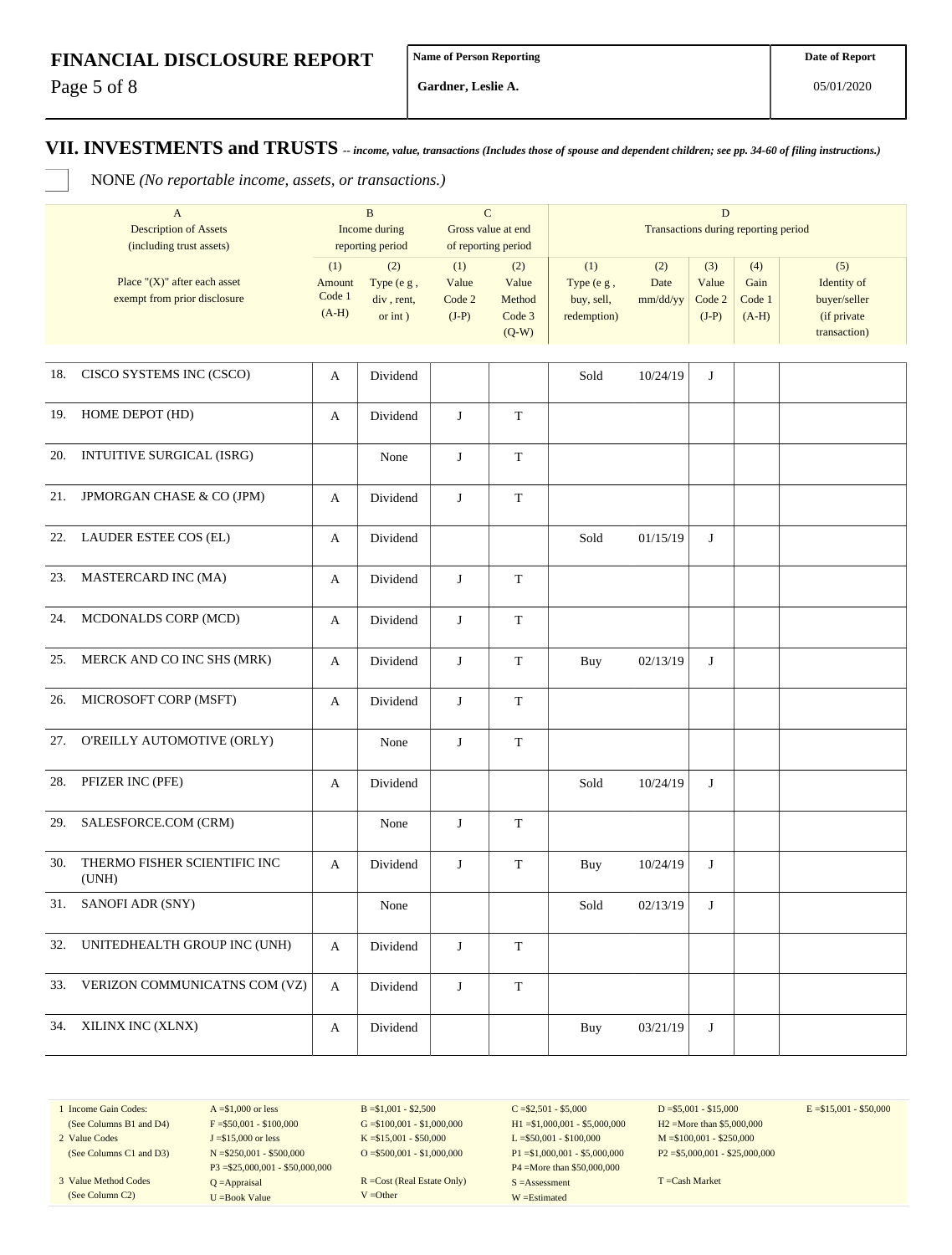**FINANCIAL DISCLOSURE REPORT**

| Name of Person Reporting | Date of Report |
|---|---|
| Gardner, Leslie A. | 05/01/2020 |

## VII. INVESTMENTS and TRUSTS -- *income, value, transactions (Includes those of spouse and dependent children; see pp. 34-60 of filing instructions.)*

☐ NONE *(No reportable income, assets, or transactions.)*

| | A<br>Description of Assets<br>(including trust assets) | B<br>Income during<br>reporting period | | C<br>Gross value at end<br>of reporting period | | D<br>Transactions during reporting period | | | | |
|---|---|---|---|---|---|---|---|---|---|---|
| | Place "(X)" after each asset exempt from prior disclosure | (1)<br>Amount<br>Code 1<br>(A-H) | (2)<br>Type (e g ,<br>div , rent,<br>or int ) | (1)<br>Value<br>Code 2<br>(J-P) | (2)<br>Value<br>Method<br>Code 3<br>(Q-W) | (1)<br>Type (e g ,<br>buy, sell,<br>redemption) | (2)<br>Date<br>mm/dd/yy | (3)<br>Value<br>Code 2<br>(J-P) | (4)<br>Gain<br>Code 1<br>(A-H) | (5)<br>Identity of<br>buyer/seller<br>(if private<br>transaction) |
| 18. | CISCO SYSTEMS INC (CSCO) | A | Dividend | | | Sold | 10/24/19 | J | | |
| 19. | HOME DEPOT (HD) | A | Dividend | J | T | | | | | |
| 20. | INTUITIVE SURGICAL (ISRG) | | None | J | T | | | | | |
| 21. | JPMORGAN CHASE & CO (JPM) | A | Dividend | J | T | | | | | |
| 22. | LAUDER ESTEE COS (EL) | A | Dividend | | | Sold | 01/15/19 | J | | |
| 23. | MASTERCARD INC (MA) | A | Dividend | J | T | | | | | |
| 24. | MCDONALDS CORP (MCD) | A | Dividend | J | T | | | | | |
| 25. | MERCK AND CO INC SHS (MRK) | A | Dividend | J | T | Buy | 02/13/19 | J | | |
| 26. | MICROSOFT CORP (MSFT) | A | Dividend | J | T | | | | | |
| 27. | O'REILLY AUTOMOTIVE (ORLY) | | None | J | T | | | | | |
| 28. | PFIZER INC (PFE) | A | Dividend | | | Sold | 10/24/19 | J | | |
| 29. | SALESFORCE.COM (CRM) | | None | J | T | | | | | |
| 30. | THERMO FISHER SCIENTIFIC INC (UNH) | A | Dividend | J | T | Buy | 10/24/19 | J | | |
| 31. | SANOFI ADR (SNY) | | None | | | Sold | 02/13/19 | J | | |
| 32. | UNITEDHEALTH GROUP INC (UNH) | A | Dividend | J | T | | | | | |
| 33. | VERIZON COMMUNICATNS COM (VZ) | A | Dividend | J | T | | | | | |
| 34. | XILINX INC (XLNX) | A | Dividend | | | Buy | 03/21/19 | J | | |

| | | | | | |
|---|---|---|---|---|---|
| 1 Income Gain Codes:<br>(See Columns B1 and D4) | A =$1,000 or less<br>F =$50,001 - $100,000 | B =$1,001 - $2,500<br>G =$100,001 - $1,000,000 | C =$2,501 - $5,000<br>H1 =$1,000,001 - $5,000,000 | D =$5,001 - $15,000<br>H2 =More than $5,000,000 | E =$15,001 - $50,000 |
| 2 Value Codes<br>(See Columns C1 and D3) | J =$15,000 or less<br>N =$250,001 - $500,000<br>P3 =$25,000,001 - $50,000,000 | K =$15,001 - $50,000<br>O =$500,001 - $1,000,000 | L =$50,001 - $100,000<br>P1 =$1,000,001 - $5,000,000<br>P4 =More than $50,000,000 | M =$100,001 - $250,000<br>P2 =$5,000,001 - $25,000,000 | |
| 3 Value Method Codes<br>(See Column C2) | Q =Appraisal<br>U =Book Value | R =Cost (Real Estate Only)<br>V =Other | S =Assessment<br>W =Estimated | T =Cash Market | |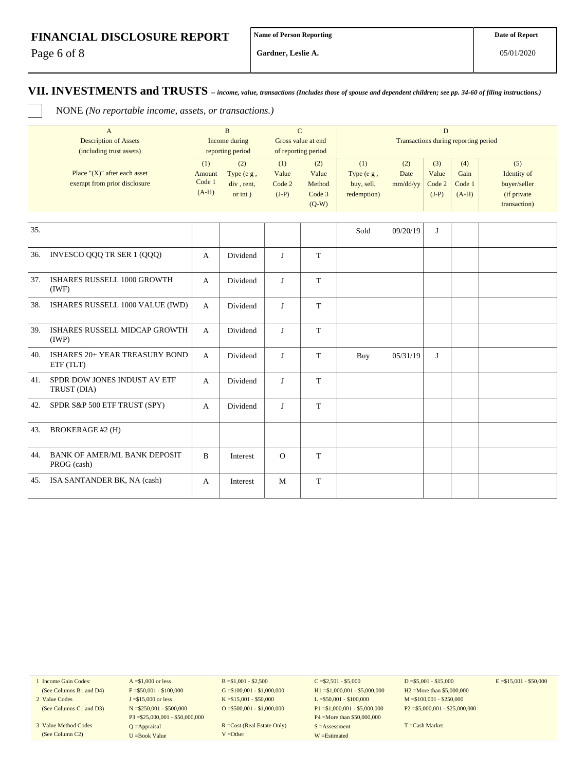**FINANCIAL DISCLOSURE REPORT**

| Name of Person Reporting | Date of Report |
|---|---|
| Gardner, Leslie A. | 05/01/2020 |

## VII. INVESTMENTS and TRUSTS

-- *income, value, transactions (Includes those of spouse and dependent children; see pp. 34-60 of filing instructions.)*

☐ NONE *(No reportable income, assets, or transactions.)*

| | A<br>Description of Assets<br>(including trust assets) | B<br>Income during<br>reporting period | | C<br>Gross value at end<br>of reporting period | | D<br>Transactions during reporting period | | | | |
|---|---|---|---|---|---|---|---|---|---|---|
| | Place "(X)" after each asset exempt from prior disclosure | (1)<br>Amount<br>Code 1<br>(A-H) | (2)<br>Type (e g ,<br>div , rent,<br>or int ) | (1)<br>Value<br>Code 2<br>(J-P) | (2)<br>Value<br>Method<br>Code 3<br>(Q-W) | (1)<br>Type (e g ,<br>buy, sell,<br>redemption) | (2)<br>Date<br>mm/dd/yy | (3)<br>Value<br>Code 2<br>(J-P) | (4)<br>Gain<br>Code 1<br>(A-H) | (5)<br>Identity of<br>buyer/seller<br>(if private<br>transaction) |
| 35. | | | | | | Sold | 09/20/19 | J | | |
| 36. | INVESCO QQQ TR SER 1 (QQQ) | A | Dividend | J | T | | | | | |
| 37. | ISHARES RUSSELL 1000 GROWTH (IWF) | A | Dividend | J | T | | | | | |
| 38. | ISHARES RUSSELL 1000 VALUE (IWD) | A | Dividend | J | T | | | | | |
| 39. | ISHARES RUSSELL MIDCAP GROWTH (IWP) | A | Dividend | J | T | | | | | |
| 40. | ISHARES 20+ YEAR TREASURY BOND ETF (TLT) | A | Dividend | J | T | Buy | 05/31/19 | J | | |
| 41. | SPDR DOW JONES INDUST AV ETF TRUST (DIA) | A | Dividend | J | T | | | | | |
| 42. | SPDR S&P 500 ETF TRUST (SPY) | A | Dividend | J | T | | | | | |
| 43. | BROKERAGE #2 (H) | | | | | | | | | |
| 44. | BANK OF AMER/ML BANK DEPOSIT PROG (cash) | B | Interest | O | T | | | | | |
| 45. | ISA SANTANDER BK, NA (cash) | A | Interest | M | T | | | | | |

| | | | | | |
|---|---|---|---|---|---|
| 1 Income Gain Codes:<br>(See Columns B1 and D4) | A =$1,000 or less<br>F =$50,001 - $100,000 | B =$1,001 - $2,500<br>G =$100,001 - $1,000,000 | C =$2,501 - $5,000<br>H1 =$1,000,001 - $5,000,000 | D =$5,001 - $15,000<br>H2 =More than $5,000,000 | E =$15,001 - $50,000 |
| 2 Value Codes<br>(See Columns C1 and D3) | J =$15,000 or less<br>N =$250,001 - $500,000<br>P3 =$25,000,001 - $50,000,000 | K =$15,001 - $50,000<br>O =$500,001 - $1,000,000 | L =$50,001 - $100,000<br>P1 =$1,000,001 - $5,000,000<br>P4 =More than $50,000,000 | M =$100,001 - $250,000<br>P2 =$5,000,001 - $25,000,000 | |
| 3 Value Method Codes<br>(See Column C2) | Q =Appraisal<br>U =Book Value | R =Cost (Real Estate Only)<br>V =Other | S =Assessment<br>W =Estimated | T =Cash Market | |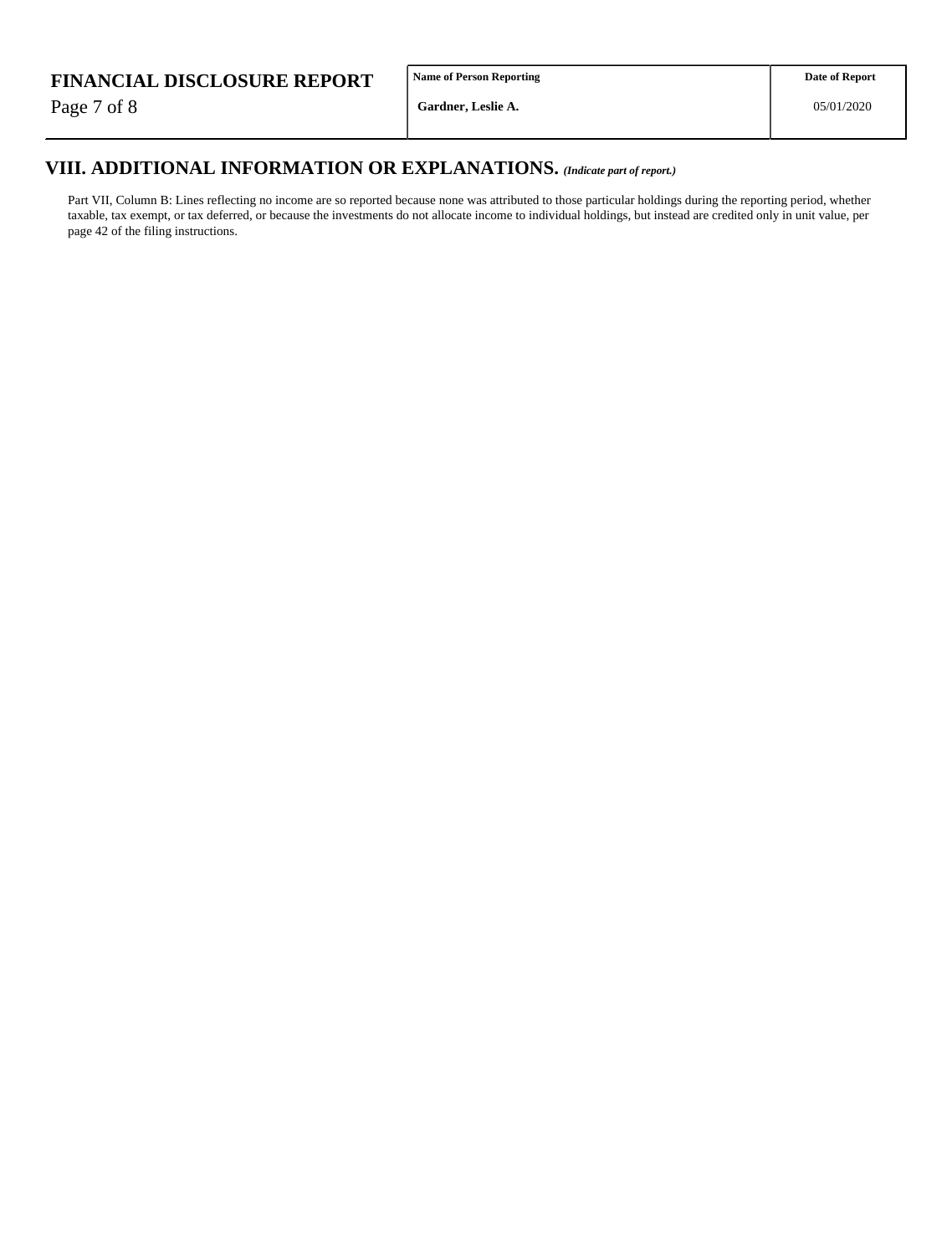## VIII. ADDITIONAL INFORMATION OR EXPLANATIONS. *(Indicate part of report.)*

Part VII, Column B: Lines reflecting no income are so reported because none was attributed to those particular holdings during the reporting period, whether taxable, tax exempt, or tax deferred, or because the investments do not allocate income to individual holdings, but instead are credited only in unit value, per page 42 of the filing instructions.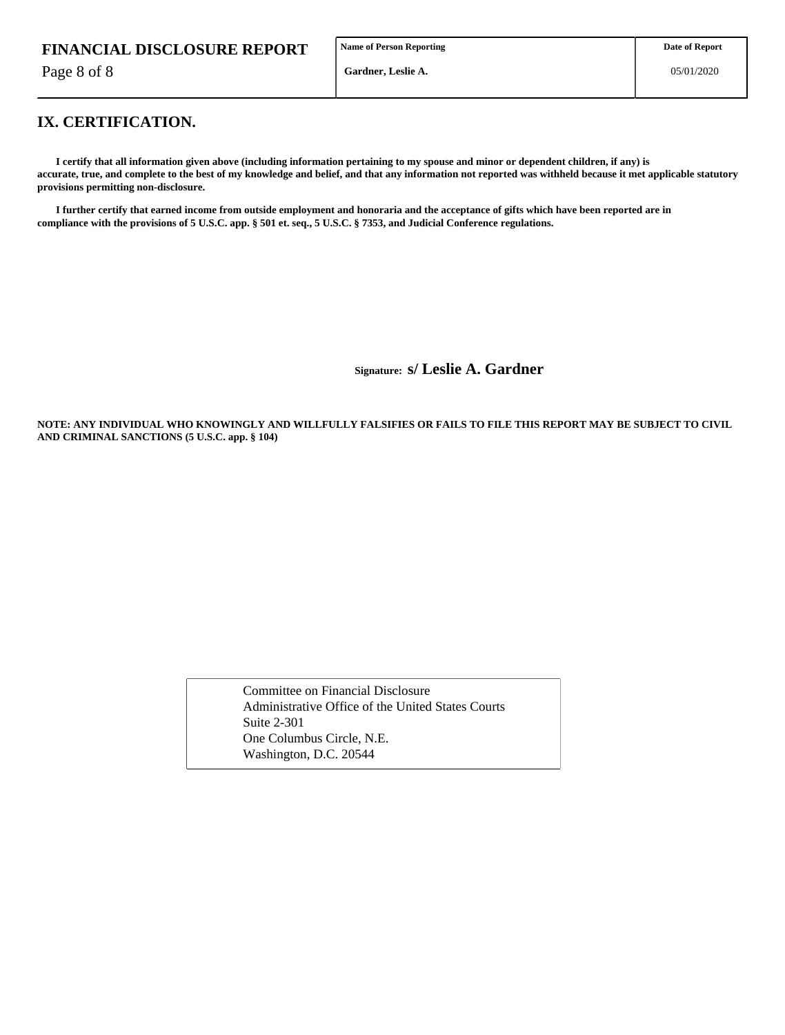## IX. CERTIFICATION.

**I certify that all information given above (including information pertaining to my spouse and minor or dependent children, if any) is accurate, true, and complete to the best of my knowledge and belief, and that any information not reported was withheld because it met applicable statutory provisions permitting non-disclosure.**

**I further certify that earned income from outside employment and honoraria and the acceptance of gifts which have been reported are in compliance with the provisions of 5 U.S.C. app. § 501 et. seq., 5 U.S.C. § 7353, and Judicial Conference regulations.**

Signature: **s/ Leslie A. Gardner**

**NOTE: ANY INDIVIDUAL WHO KNOWINGLY AND WILLFULLY FALSIFIES OR FAILS TO FILE THIS REPORT MAY BE SUBJECT TO CIVIL AND CRIMINAL SANCTIONS (5 U.S.C. app. § 104)**

Committee on Financial Disclosure
Administrative Office of the United States Courts
Suite 2-301
One Columbus Circle, N.E.
Washington, D.C. 20544